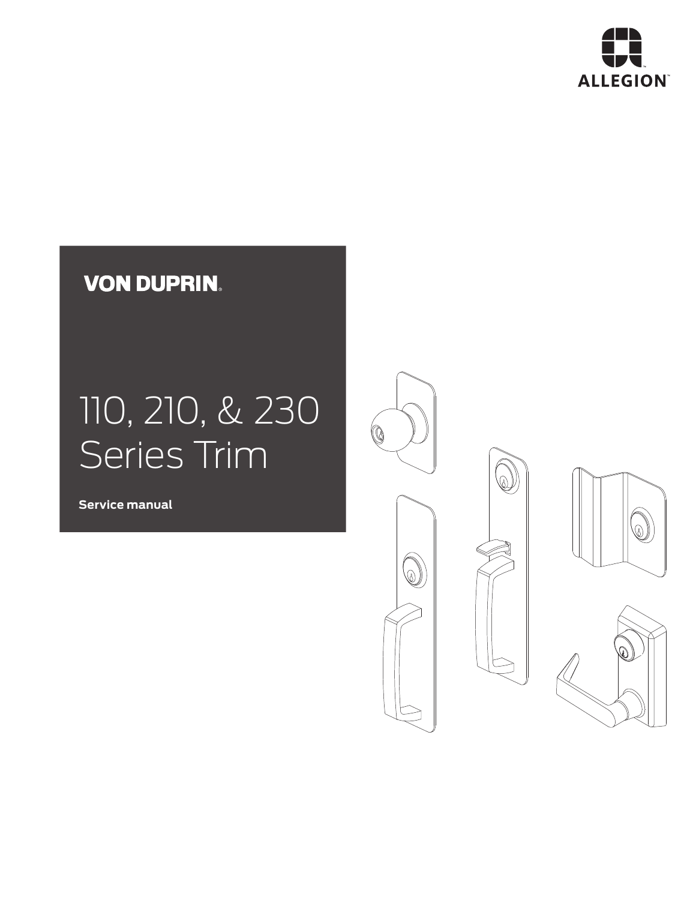ALLEGION

VON DUPRIN

# 110, 210, & 230 Series Trim

**Service manual**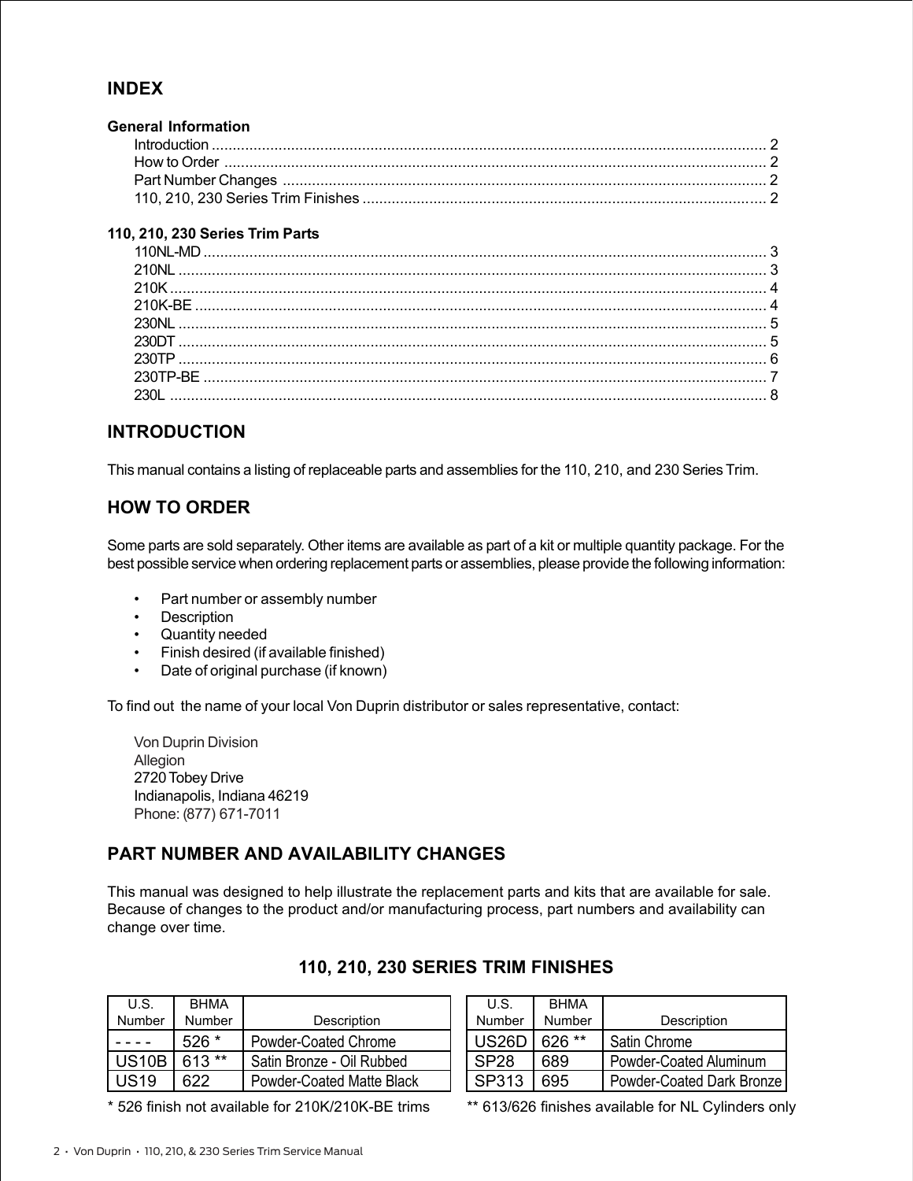## INDEX

**General Information**

- Introduction ........ 2
- How to Order ........ 2
- Part Number Changes ........ 2
- 110, 210, 230 Series Trim Finishes ........ 2

**110, 210, 230 Series Trim Parts**

- 110NL-MD ........ 3
- 210NL ........ 3
- 210K ........ 4
- 210K-BE ........ 4
- 230NL ........ 5
- 230DT ........ 5
- 230TP ........ 6
- 230TP-BE ........ 7
- 230L ........ 8

## INTRODUCTION

This manual contains a listing of replaceable parts and assemblies for the 110, 210, and 230 Series Trim.

## HOW TO ORDER

Some parts are sold separately. Other items are available as part of a kit or multiple quantity package. For the best possible service when ordering replacement parts or assemblies, please provide the following information:

- Part number or assembly number
- Description
- Quantity needed
- Finish desired (if available finished)
- Date of original purchase (if known)

To find out the name of your local Von Duprin distributor or sales representative, contact:

Von Duprin Division
Allegion
2720 Tobey Drive
Indianapolis, Indiana 46219
Phone: (877) 671-7011

## PART NUMBER AND AVAILABILITY CHANGES

This manual was designed to help illustrate the replacement parts and kits that are available for sale. Because of changes to the product and/or manufacturing process, part numbers and availability can change over time.

### 110, 210, 230 SERIES TRIM FINISHES

| U.S. Number | BHMA Number | Description |
|---|---|---|
| - - - - | 526 * | Powder-Coated Chrome |
| US10B | 613 ** | Satin Bronze - Oil Rubbed |
| US19 | 622 | Powder-Coated Matte Black |
| US26D | 626 ** | Satin Chrome |
| SP28 | 689 | Powder-Coated Aluminum |
| SP313 | 695 | Powder-Coated Dark Bronze |

\* 526 finish not available for 210K/210K-BE trims

** 613/626 finishes available for NL Cylinders only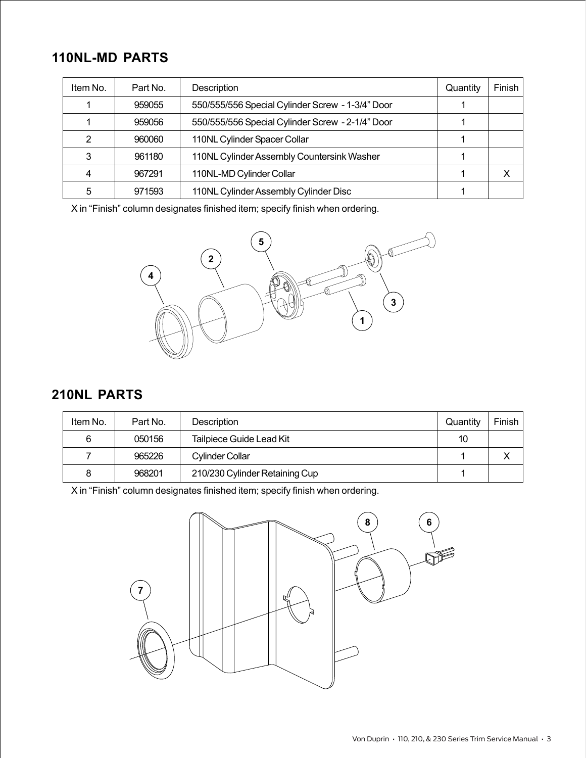## 110NL-MD PARTS

| Item No. | Part No. | Description | Quantity | Finish |
|---|---|---|---|---|
| 1 | 959055 | 550/555/556 Special Cylinder Screw - 1-3/4" Door | 1 | |
| 1 | 959056 | 550/555/556 Special Cylinder Screw - 2-1/4" Door | 1 | |
| 2 | 960060 | 110NL Cylinder Spacer Collar | 1 | |
| 3 | 961180 | 110NL Cylinder Assembly Countersink Washer | 1 | |
| 4 | 967291 | 110NL-MD Cylinder Collar | 1 | X |
| 5 | 971593 | 110NL Cylinder Assembly Cylinder Disc | 1 | |

X in "Finish" column designates finished item; specify finish when ordering.

## 210NL PARTS

| Item No. | Part No. | Description | Quantity | Finish |
|---|---|---|---|---|
| 6 | 050156 | Tailpiece Guide Lead Kit | 10 | |
| 7 | 965226 | Cylinder Collar | 1 | X |
| 8 | 968201 | 210/230 Cylinder Retaining Cup | 1 | |

X in "Finish" column designates finished item; specify finish when ordering.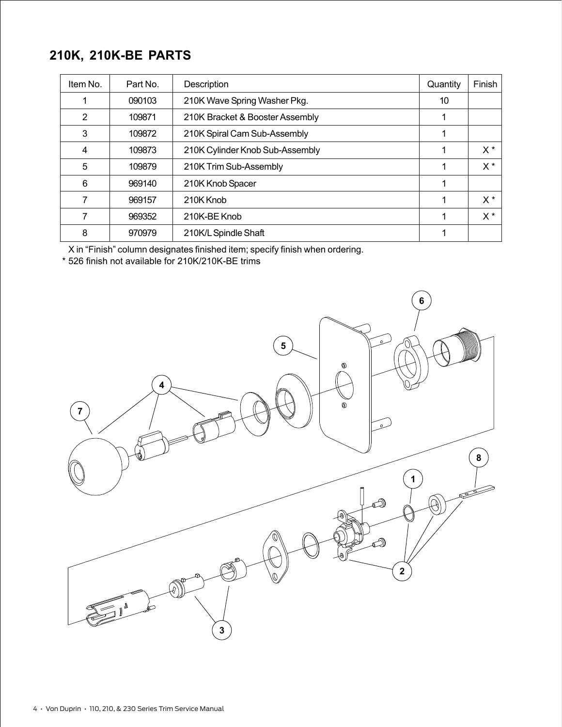## 210K, 210K-BE PARTS

| Item No. | Part No. | Description | Quantity | Finish |
|---|---|---|---|---|
| 1 | 090103 | 210K Wave Spring Washer Pkg. | 10 | |
| 2 | 109871 | 210K Bracket & Booster Assembly | 1 | |
| 3 | 109872 | 210K Spiral Cam Sub-Assembly | 1 | |
| 4 | 109873 | 210K Cylinder Knob Sub-Assembly | 1 | X * |
| 5 | 109879 | 210K Trim Sub-Assembly | 1 | X * |
| 6 | 969140 | 210K Knob Spacer | 1 | |
| 7 | 969157 | 210K Knob | 1 | X * |
| 7 | 969352 | 210K-BE Knob | 1 | X * |
| 8 | 970979 | 210K/L Spindle Shaft | 1 | |

X in "Finish" column designates finished item; specify finish when ordering.

* 526 finish not available for 210K/210K-BE trims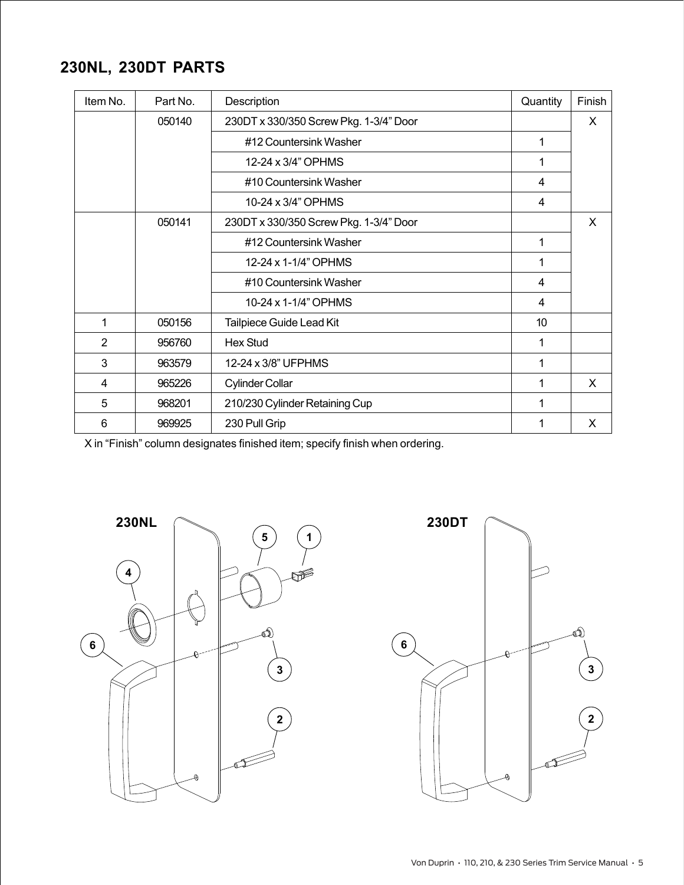## 230NL, 230DT PARTS

| Item No. | Part No. | Description | Quantity | Finish |
|---|---|---|---|---|
| | 050140 | 230DT x 330/350 Screw Pkg. 1-3/4" Door | | X |
| | | #12 Countersink Washer | 1 | |
| | | 12-24 x 3/4" OPHMS | 1 | |
| | | #10 Countersink Washer | 4 | |
| | | 10-24 x 3/4" OPHMS | 4 | |
| | 050141 | 230DT x 330/350 Screw Pkg. 1-3/4" Door | | X |
| | | #12 Countersink Washer | 1 | |
| | | 12-24 x 1-1/4" OPHMS | 1 | |
| | | #10 Countersink Washer | 4 | |
| | | 10-24 x 1-1/4" OPHMS | 4 | |
| 1 | 050156 | Tailpiece Guide Lead Kit | 10 | |
| 2 | 956760 | Hex Stud | 1 | |
| 3 | 963579 | 12-24 x 3/8" UFPHMS | 1 | |
| 4 | 965226 | Cylinder Collar | 1 | X |
| 5 | 968201 | 210/230 Cylinder Retaining Cup | 1 | |
| 6 | 969925 | 230 Pull Grip | 1 | X |

X in "Finish" column designates finished item; specify finish when ordering.

230NL

230DT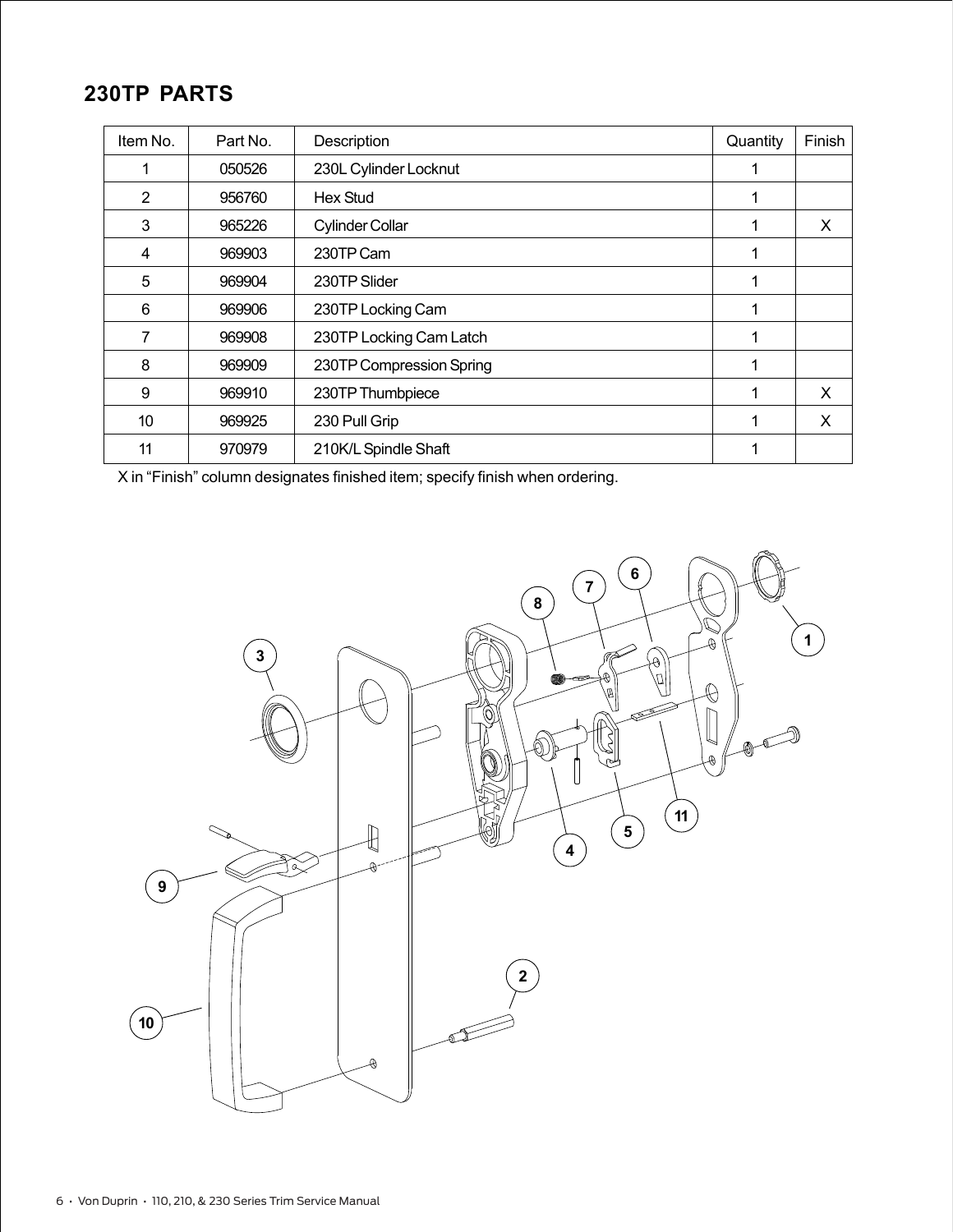## 230TP PARTS

| Item No. | Part No. | Description | Quantity | Finish |
|---|---|---|---|---|
| 1 | 050526 | 230L Cylinder Locknut | 1 | |
| 2 | 956760 | Hex Stud | 1 | |
| 3 | 965226 | Cylinder Collar | 1 | X |
| 4 | 969903 | 230TP Cam | 1 | |
| 5 | 969904 | 230TP Slider | 1 | |
| 6 | 969906 | 230TP Locking Cam | 1 | |
| 7 | 969908 | 230TP Locking Cam Latch | 1 | |
| 8 | 969909 | 230TP Compression Spring | 1 | |
| 9 | 969910 | 230TP Thumbpiece | 1 | X |
| 10 | 969925 | 230 Pull Grip | 1 | X |
| 11 | 970979 | 210K/L Spindle Shaft | 1 | |

X in “Finish” column designates finished item; specify finish when ordering.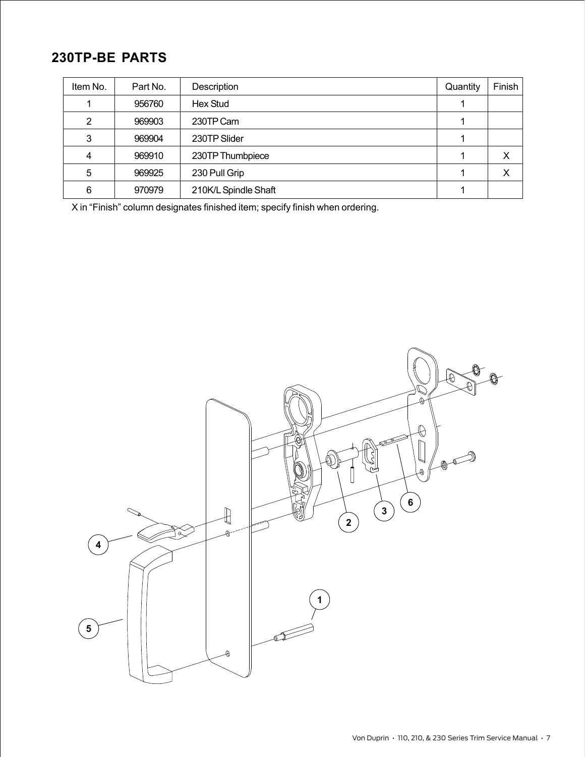## 230TP-BE PARTS

| Item No. | Part No. | Description | Quantity | Finish |
|---|---|---|---|---|
| 1 | 956760 | Hex Stud | 1 | |
| 2 | 969903 | 230TP Cam | 1 | |
| 3 | 969904 | 230TP Slider | 1 | |
| 4 | 969910 | 230TP Thumbpiece | 1 | X |
| 5 | 969925 | 230 Pull Grip | 1 | X |
| 6 | 970979 | 210K/L Spindle Shaft | 1 | |

X in “Finish” column designates finished item; specify finish when ordering.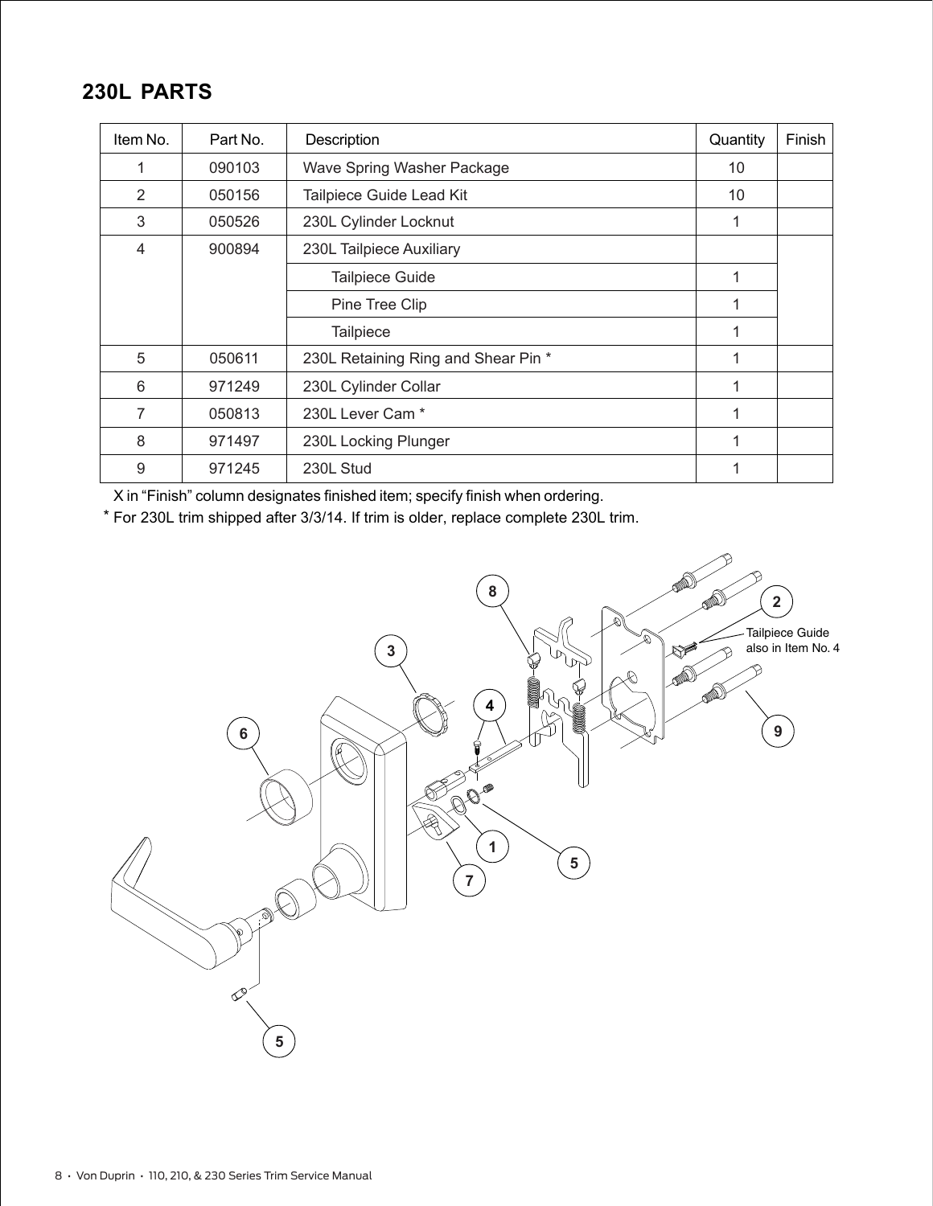## 230L PARTS

| Item No. | Part No. | Description | Quantity | Finish |
|---|---|---|---|---|
| 1 | 090103 | Wave Spring Washer Package | 10 | |
| 2 | 050156 | Tailpiece Guide Lead Kit | 10 | |
| 3 | 050526 | 230L Cylinder Locknut | 1 | |
| 4 | 900894 | 230L Tailpiece Auxiliary | | |
| | | Tailpiece Guide | 1 | |
| | | Pine Tree Clip | 1 | |
| | | Tailpiece | 1 | |
| 5 | 050611 | 230L Retaining Ring and Shear Pin * | 1 | |
| 6 | 971249 | 230L Cylinder Collar | 1 | |
| 7 | 050813 | 230L Lever Cam * | 1 | |
| 8 | 971497 | 230L Locking Plunger | 1 | |
| 9 | 971245 | 230L Stud | 1 | |

X in "Finish" column designates finished item; specify finish when ordering.

* For 230L trim shipped after 3/3/14. If trim is older, replace complete 230L trim.

Tailpiece Guide also in Item No. 4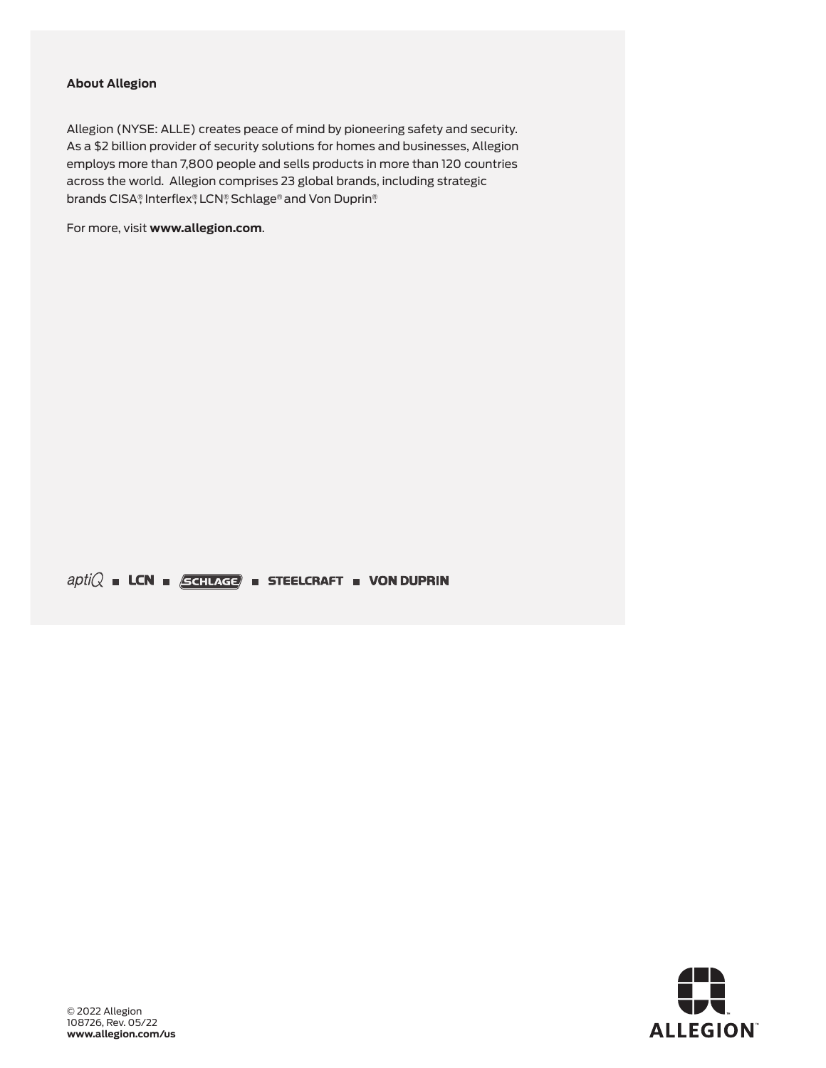**About Allegion**

Allegion (NYSE: ALLE) creates peace of mind by pioneering safety and security. As a $2 billion provider of security solutions for homes and businesses, Allegion employs more than 7,800 people and sells products in more than 120 countries across the world. Allegion comprises 23 global brands, including strategic brands CISA®, Interflex®, LCN®, Schlage® and Von Duprin®.

For more, visit **www.allegion.com**.

aptiQ ■ LCN ■ SCHLAGE ■ STEELCRAFT ■ VON DUPRIN

© 2022 Allegion
108726, Rev. 05/22
**www.allegion.com/us**

ALLEGION™